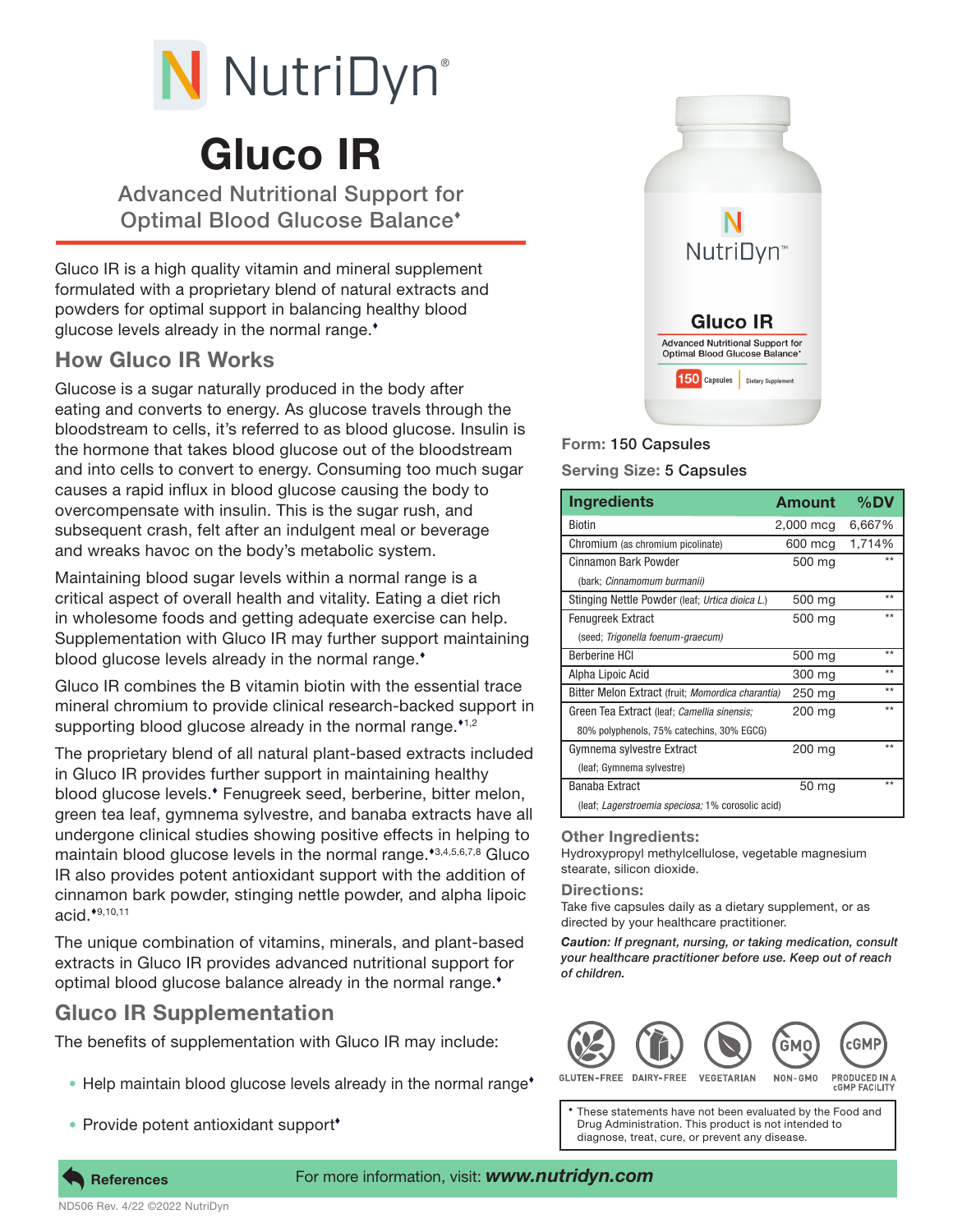# NutriDyn®

# Gluco IR

## Advanced Nutritional Support for Optimal Blood Glucose Balance♦

Gluco IR is a high quality vitamin and mineral supplement formulated with a proprietary blend of natural extracts and powders for optimal support in balancing healthy blood glucose levels already in the normal range.♦

## How Gluco IR Works

Glucose is a sugar naturally produced in the body after eating and converts to energy. As glucose travels through the bloodstream to cells, it's referred to as blood glucose. Insulin is the hormone that takes blood glucose out of the bloodstream and into cells to convert to energy. Consuming too much sugar causes a rapid influx in blood glucose causing the body to overcompensate with insulin. This is the sugar rush, and subsequent crash, felt after an indulgent meal or beverage and wreaks havoc on the body's metabolic system.

Maintaining blood sugar levels within a normal range is a critical aspect of overall health and vitality. Eating a diet rich in wholesome foods and getting adequate exercise can help. Supplementation with Gluco IR may further support maintaining blood glucose levels already in the normal range.♦

Gluco IR combines the B vitamin biotin with the essential trace mineral chromium to provide clinical research-backed support in supporting blood glucose already in the normal range.♦[1,2]

The proprietary blend of all natural plant-based extracts included in Gluco IR provides further support in maintaining healthy blood glucose levels.♦ Fenugreek seed, berberine, bitter melon, green tea leaf, gymnema sylvestre, and banaba extracts have all undergone clinical studies showing positive effects in helping to maintain blood glucose levels in the normal range.♦[3,4,5,6,7,8] Gluco IR also provides potent antioxidant support with the addition of cinnamon bark powder, stinging nettle powder, and alpha lipoic acid.♦[9,10,11]

The unique combination of vitamins, minerals, and plant-based extracts in Gluco IR provides advanced nutritional support for optimal blood glucose balance already in the normal range.♦

## Gluco IR Supplementation

The benefits of supplementation with Gluco IR may include:

- Help maintain blood glucose levels already in the normal range♦
- Provide potent antioxidant support♦

**Form:** 150 Capsules

**Serving Size:** 5 Capsules

| Ingredients | Amount | %DV |
|---|---|---|
| Biotin | 2,000 mcg | 6,667% |
| Chromium (as chromium picolinate) | 600 mcg | 1,714% |
| Cinnamon Bark Powder (bark; *Cinnamomum burmanii*) | 500 mg | ** |
| Stinging Nettle Powder (leaf; *Urtica dioica L.*) | 500 mg | ** |
| Fenugreek Extract (seed; *Trigonella foenum-graecum*) | 500 mg | ** |
| Berberine HCl | 500 mg | ** |
| Alpha Lipoic Acid | 300 mg | ** |
| Bitter Melon Extract (fruit; *Momordica charantia*) | 250 mg | ** |
| Green Tea Extract (leaf; *Camellia sinensis*; 80% polyphenols, 75% catechins, 30% EGCG) | 200 mg | ** |
| Gymnema sylvestre Extract (leaf; Gymnema sylvestre) | 200 mg | ** |
| Banaba Extract (leaf; *Lagerstroemia speciosa*; 1% corosolic acid) | 50 mg | ** |

### Other Ingredients:

Hydroxypropyl methylcellulose, vegetable magnesium stearate, silicon dioxide.

### Directions:

Take five capsules daily as a dietary supplement, or as directed by your healthcare practitioner.

***Caution:** If pregnant, nursing, or taking medication, consult your healthcare practitioner before use. Keep out of reach of children.*

GLUTEN-FREE | DAIRY-FREE | VEGETARIAN | NON-GMO | PRODUCED IN A cGMP FACILITY

♦ These statements have not been evaluated by the Food and Drug Administration. This product is not intended to diagnose, treat, cure, or prevent any disease.

References

For more information, visit: ***www.nutridyn.com***

ND506 Rev. 4/22 ©2022 NutriDyn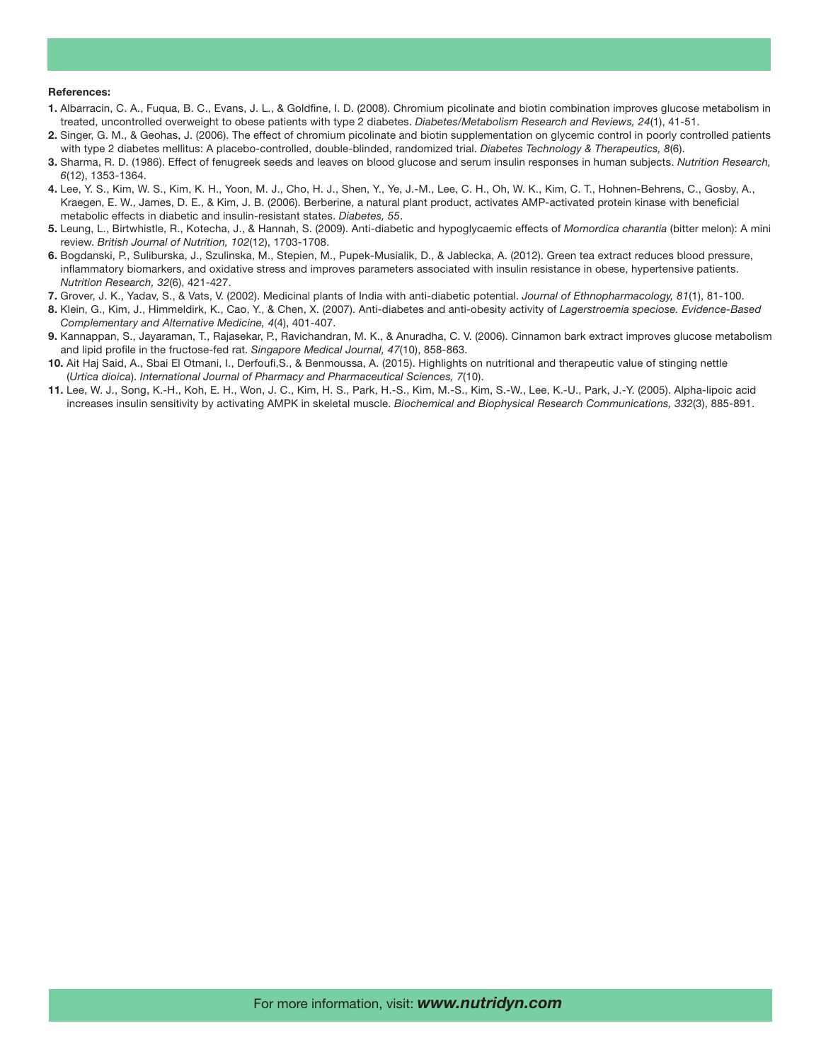**References:**

1. Albarracin, C. A., Fuqua, B. C., Evans, J. L., & Goldfine, I. D. (2008). Chromium picolinate and biotin combination improves glucose metabolism in treated, uncontrolled overweight to obese patients with type 2 diabetes. *Diabetes/Metabolism Research and Reviews, 24*(1), 41-51.
2. Singer, G. M., & Geohas, J. (2006). The effect of chromium picolinate and biotin supplementation on glycemic control in poorly controlled patients with type 2 diabetes mellitus: A placebo-controlled, double-blinded, randomized trial. *Diabetes Technology & Therapeutics, 8*(6).
3. Sharma, R. D. (1986). Effect of fenugreek seeds and leaves on blood glucose and serum insulin responses in human subjects. *Nutrition Research, 6*(12), 1353-1364.
4. Lee, Y. S., Kim, W. S., Kim, K. H., Yoon, M. J., Cho, H. J., Shen, Y., Ye, J.-M., Lee, C. H., Oh, W. K., Kim, C. T., Hohnen-Behrens, C., Gosby, A., Kraegen, E. W., James, D. E., & Kim, J. B. (2006). Berberine, a natural plant product, activates AMP-activated protein kinase with beneficial metabolic effects in diabetic and insulin-resistant states. *Diabetes, 55*.
5. Leung, L., Birtwhistle, R., Kotecha, J., & Hannah, S. (2009). Anti-diabetic and hypoglycaemic effects of *Momordica charantia* (bitter melon): A mini review. *British Journal of Nutrition, 102*(12), 1703-1708.
6. Bogdanski, P., Suliburska, J., Szulinska, M., Stepien, M., Pupek-Musialik, D., & Jablecka, A. (2012). Green tea extract reduces blood pressure, inflammatory biomarkers, and oxidative stress and improves parameters associated with insulin resistance in obese, hypertensive patients. *Nutrition Research, 32*(6), 421-427.
7. Grover, J. K., Yadav, S., & Vats, V. (2002). Medicinal plants of India with anti-diabetic potential. *Journal of Ethnopharmacology, 81*(1), 81-100.
8. Klein, G., Kim, J., Himmeldirk, K., Cao, Y., & Chen, X. (2007). Anti-diabetes and anti-obesity activity of *Lagerstroemia speciose. Evidence-Based Complementary and Alternative Medicine, 4*(4), 401-407.
9. Kannappan, S., Jayaraman, T., Rajasekar, P., Ravichandran, M. K., & Anuradha, C. V. (2006). Cinnamon bark extract improves glucose metabolism and lipid profile in the fructose-fed rat. *Singapore Medical Journal, 47*(10), 858-863.
10. Ait Haj Said, A., Sbai El Otmani, I., Derfoufi,S., & Benmoussa, A. (2015). Highlights on nutritional and therapeutic value of stinging nettle (*Urtica dioica*). *International Journal of Pharmacy and Pharmaceutical Sciences, 7*(10).
11. Lee, W. J., Song, K.-H., Koh, E. H., Won, J. C., Kim, H. S., Park, H.-S., Kim, M.-S., Kim, S.-W., Lee, K.-U., Park, J.-Y. (2005). Alpha-lipoic acid increases insulin sensitivity by activating AMPK in skeletal muscle. *Biochemical and Biophysical Research Communications, 332*(3), 885-891.

For more information, visit: ***www.nutridyn.com***